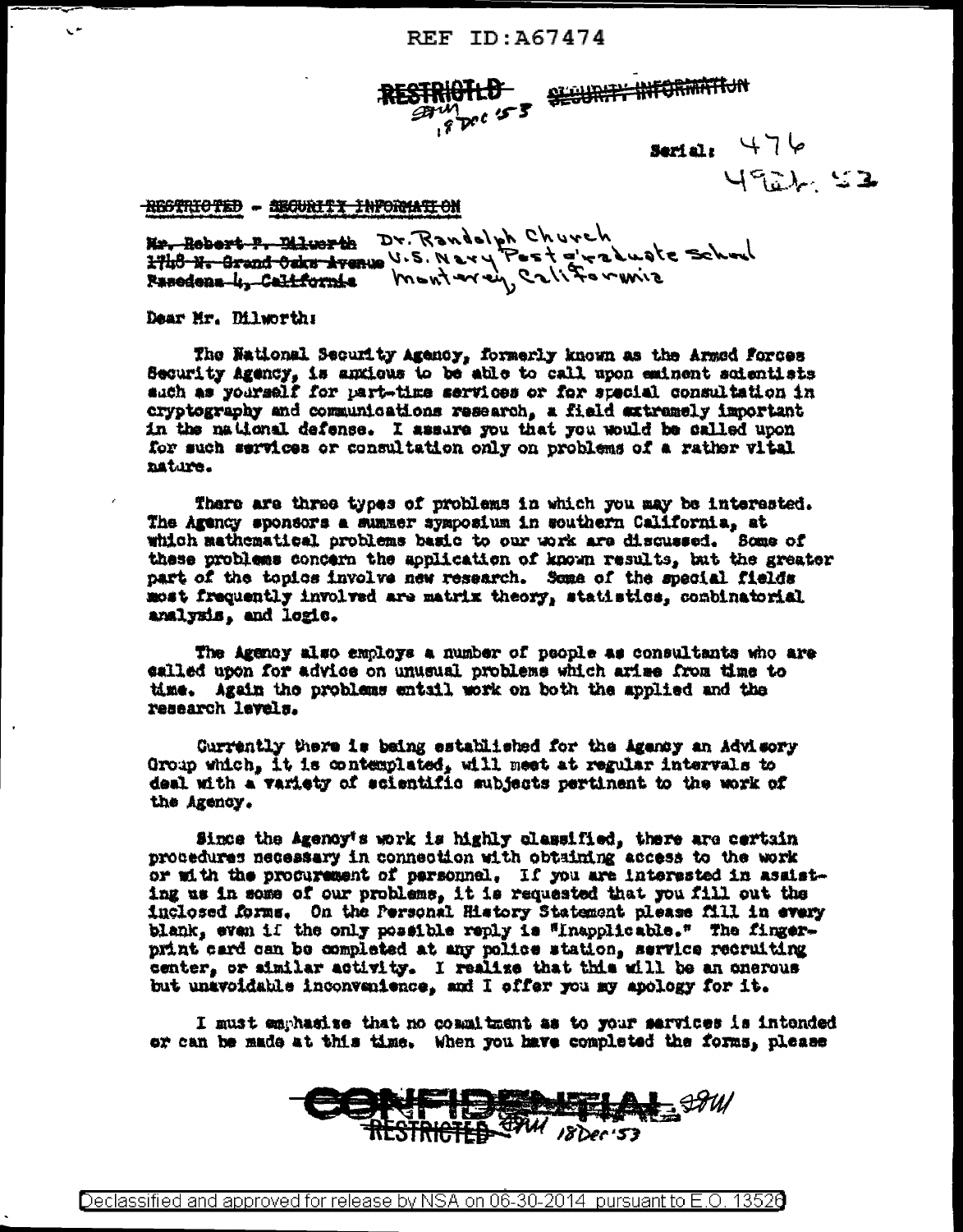REF ID:A67474

~~RESTRICTED~~ ~~SECURITY INFORMATION~~
SMW 18 Dec '53

Serial: 476
4 Feb. 52

~~RESTRICTED - SECURITY INFORMATION~~

~~Mr. Robert P. Dilworth~~ Dr. Randolph Church
~~1748 N. Grand Oaks Avenue~~ U.S. Navy Post Graduate School
~~Pasadena 4, California~~ Monterey, California

Dear Mr. Dilworth:

The National Security Agency, formerly known as the Armed Forces Security Agency, is anxious to be able to call upon eminent scientists such as yourself for part-time services or for special consultation in cryptography and communications research, a field extremely important in the national defense. I assure you that you would be called upon for such services or consultation only on problems of a rather vital nature.

There are three types of problems in which you may be interested. The Agency sponsors a summer symposium in southern California, at which mathematical problems basic to our work are discussed. Some of these problems concern the application of known results, but the greater part of the topics involve new research. Some of the special fields most frequently involved are matrix theory, statistics, combinatorial analysis, and logic.

The Agency also employs a number of people as consultants who are called upon for advice on unusual problems which arise from time to time. Again the problems entail work on both the applied and the research levels.

Currently there is being established for the Agency an Advisory Group which, it is contemplated, will meet at regular intervals to deal with a variety of scientific subjects pertinent to the work of the Agency.

Since the Agency's work is highly classified, there are certain procedures necessary in connection with obtaining access to the work or with the procurement of personnel. If you are interested in assisting us in some of our problems, it is requested that you fill out the inclosed forms. On the Personal History Statement please fill in every blank, even if the only possible reply is "Inapplicable." The fingerprint card can be completed at any police station, service recruiting center, or similar activity. I realize that this will be an onerous but unavoidable inconvenience, and I offer you my apology for it.

I must emphasize that no commitment as to your services is intended or can be made at this time. When you have completed the forms, please

~~CONFIDENTIAL~~ SMW
~~RESTRICTED~~ SMW 18 Dec '53

Declassified and approved for release by NSA on 06-30-2014 pursuant to E.O. 13526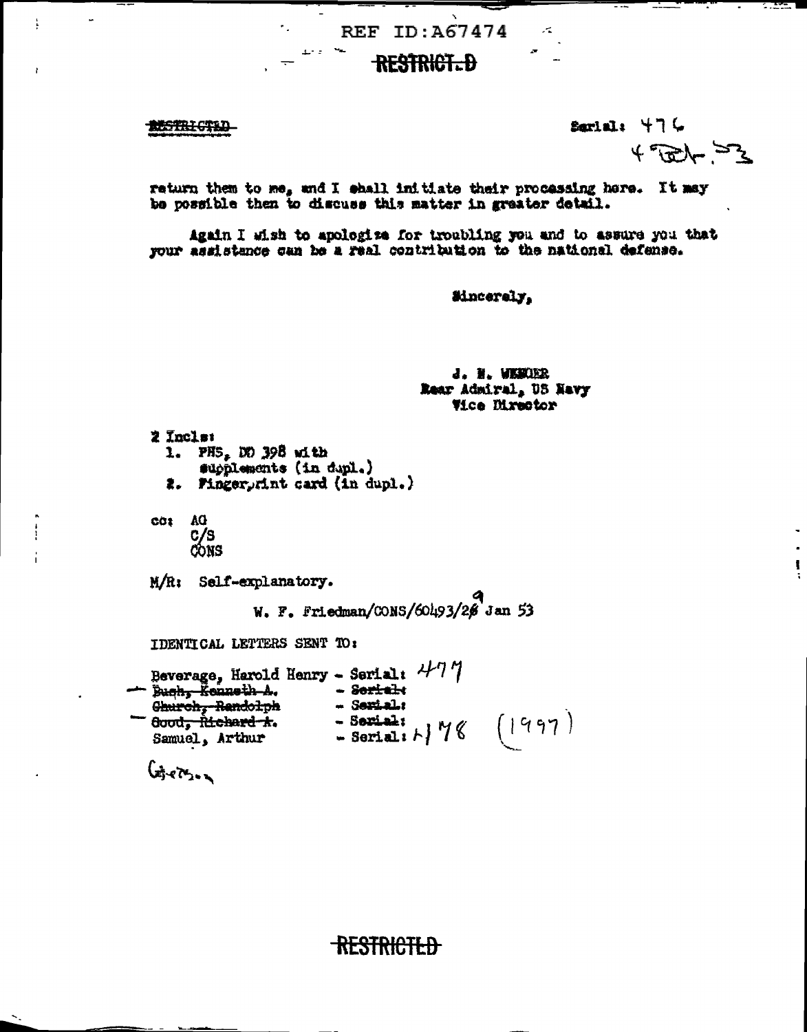REF ID:A67474

~~RESTRICTED~~

~~RESTRICTED~~

Serial: 476
4 Feb 53

return them to me, and I shall initiate their processing here. It may be possible then to discuss this matter in greater detail.

Again I wish to apologize for troubling you and to assure you that your assistance can be a real contribution to the national defense.

Sincerely,

J. N. WENGER
Rear Admiral, US Navy
Vice Director

2 Incls:
1. PHS, DD 398 with supplements (in dupl.)
2. Fingerprint card (in dupl.)

cc: AG
C/S
CONS

M/R: Self-explanatory.

W. F. Friedman/CONS/60493/29 Jan 53

IDENTICAL LETTERS SENT TO:

| | |
|---|---|
| Beverage, Harold Henry | - Serial: 477 |
| ~~Bush, Kenneth A.~~ | - ~~Serial:~~ |
| ~~Church, Randolph~~ | - ~~Serial:~~ |
| ~~Good, Richard A.~~ | - ~~Serial:~~ |
| Samuel, Arthur | - Serial: 478 (1997) |

~~RESTRICTED~~